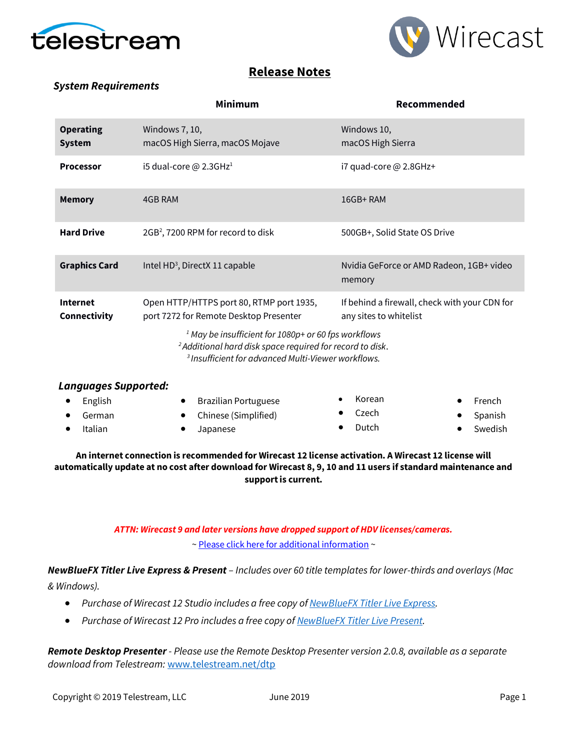# Release Notes

### *System Requirements*

| | Minimum | Recommended |
|---|---|---|
| **Operating System** | Windows 7, 10, macOS High Sierra, macOS Mojave | Windows 10, macOS High Sierra |
| **Processor** | i5 dual-core @ 2.3GHz[1] | i7 quad-core @ 2.8GHz+ |
| **Memory** | 4GB RAM | 16GB+ RAM |
| **Hard Drive** | 2GB[2], 7200 RPM for record to disk | 500GB+, Solid State OS Drive |
| **Graphics Card** | Intel HD[3], DirectX 11 capable | Nvidia GeForce or AMD Radeon, 1GB+ video memory |
| **Internet Connectivity** | Open HTTP/HTTPS port 80, RTMP port 1935, port 7272 for Remote Desktop Presenter | If behind a firewall, check with your CDN for any sites to whitelist |

*[1] May be insufficient for 1080p+ or 60 fps workflows*
*[2] Additional hard disk space required for record to disk.*
*[3] Insufficient for advanced Multi-Viewer workflows.*

### *Languages Supported:*

- English
- German
- Italian
- Brazilian Portuguese
- Chinese (Simplified)
- Japanese
- Korean
- Czech
- Dutch
- French
- Spanish
- Swedish

**An internet connection is recommended for Wirecast 12 license activation. A Wirecast 12 license will automatically update at no cost after download for Wirecast 8, 9, 10 and 11 users if standard maintenance and support is current.**

***ATTN: Wirecast 9 and later versions have dropped support of HDV licenses/cameras.***

~ Please click here for additional information ~

***NewBlueFX Titler Live Express & Present*** *– Includes over 60 title templates for lower-thirds and overlays (Mac & Windows).*

- *Purchase of Wirecast 12 Studio includes a free copy of NewBlueFX Titler Live Express.*
- *Purchase of Wirecast 12 Pro includes a free copy of NewBlueFX Titler Live Present.*

***Remote Desktop Presenter*** *- Please use the Remote Desktop Presenter version 2.0.8, available as a separate download from Telestream:* www.telestream.net/dtp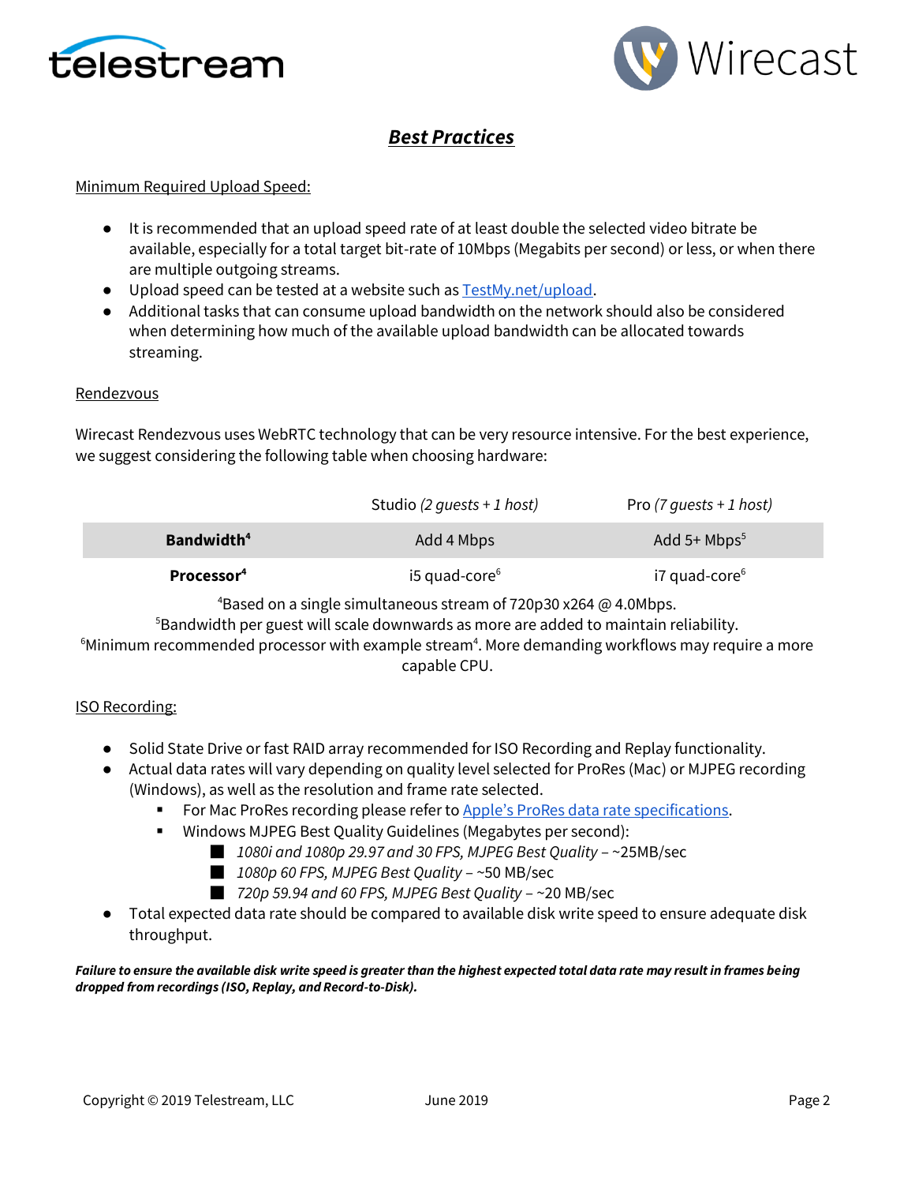# *Best Practices*

Minimum Required Upload Speed:

- It is recommended that an upload speed rate of at least double the selected video bitrate be available, especially for a total target bit-rate of 10Mbps (Megabits per second) or less, or when there are multiple outgoing streams.
- Upload speed can be tested at a website such as [TestMy.net/upload](TestMy.net/upload).
- Additional tasks that can consume upload bandwidth on the network should also be considered when determining how much of the available upload bandwidth can be allocated towards streaming.

Rendezvous

Wirecast Rendezvous uses WebRTC technology that can be very resource intensive. For the best experience, we suggest considering the following table when choosing hardware:

| | Studio *(2 guests + 1 host)* | Pro *(7 guests + 1 host)* |
|---|---|---|
| **Bandwidth**[4] | Add 4 Mbps | Add 5+ Mbps[5] |
| **Processor**[4] | i5 quad-core[6] | i7 quad-core[6] |

[4]Based on a single simultaneous stream of 720p30 x264 @ 4.0Mbps.
[5]Bandwidth per guest will scale downwards as more are added to maintain reliability.
[6]Minimum recommended processor with example stream[4]. More demanding workflows may require a more capable CPU.

ISO Recording:

- Solid State Drive or fast RAID array recommended for ISO Recording and Replay functionality.
- Actual data rates will vary depending on quality level selected for ProRes (Mac) or MJPEG recording (Windows), as well as the resolution and frame rate selected.
  - For Mac ProRes recording please refer to [Apple's ProRes data rate specifications](Apple's ProRes data rate specifications).
  - Windows MJPEG Best Quality Guidelines (Megabytes per second):
    - *1080i and 1080p 29.97 and 30 FPS, MJPEG Best Quality* – ~25MB/sec
    - *1080p 60 FPS, MJPEG Best Quality* – ~50 MB/sec
    - *720p 59.94 and 60 FPS, MJPEG Best Quality* – ~20 MB/sec
- Total expected data rate should be compared to available disk write speed to ensure adequate disk throughput.

***Failure to ensure the available disk write speed is greater than the highest expected total data rate may result in frames being dropped from recordings (ISO, Replay, and Record-to-Disk).***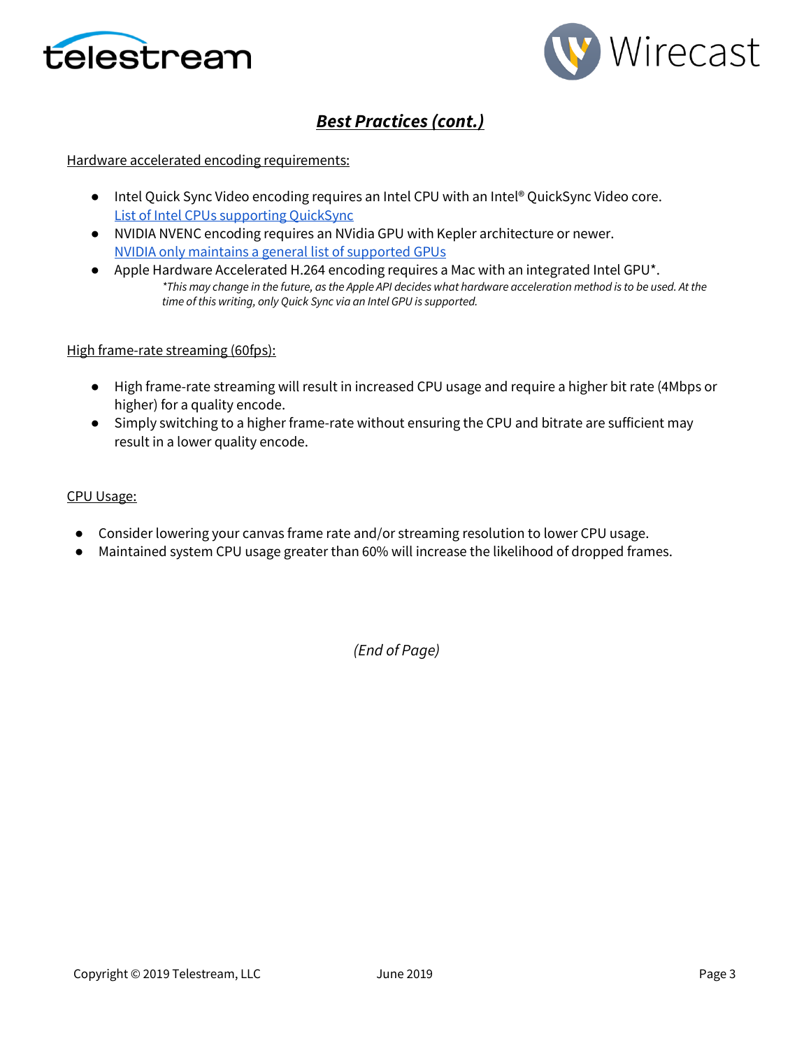## ***Best Practices (cont.)***

Hardware accelerated encoding requirements:

- Intel Quick Sync Video encoding requires an Intel CPU with an Intel® QuickSync Video core.
  [List of Intel CPUs supporting QuickSync]
- NVIDIA NVENC encoding requires an NVidia GPU with Kepler architecture or newer.
  [NVIDIA only maintains a general list of supported GPUs]
- Apple Hardware Accelerated H.264 encoding requires a Mac with an integrated Intel GPU*.
  *\*This may change in the future, as the Apple API decides what hardware acceleration method is to be used. At the time of this writing, only Quick Sync via an Intel GPU is supported.*

High frame-rate streaming (60fps):

- High frame-rate streaming will result in increased CPU usage and require a higher bit rate (4Mbps or higher) for a quality encode.
- Simply switching to a higher frame-rate without ensuring the CPU and bitrate are sufficient may result in a lower quality encode.

CPU Usage:

- Consider lowering your canvas frame rate and/or streaming resolution to lower CPU usage.
- Maintained system CPU usage greater than 60% will increase the likelihood of dropped frames.

*(End of Page)*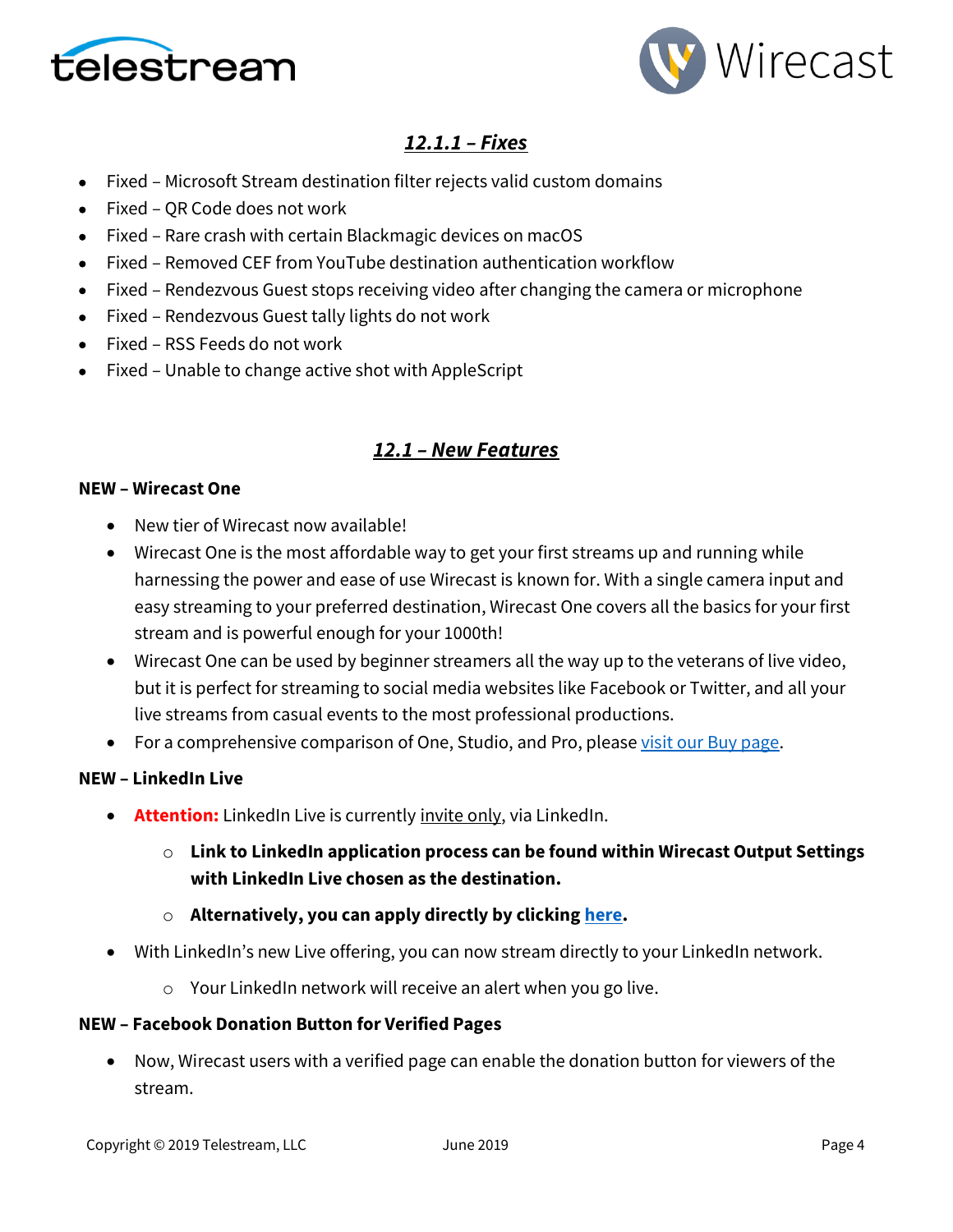## ***12.1.1 – Fixes***

- Fixed – Microsoft Stream destination filter rejects valid custom domains
- Fixed – QR Code does not work
- Fixed – Rare crash with certain Blackmagic devices on macOS
- Fixed – Removed CEF from YouTube destination authentication workflow
- Fixed – Rendezvous Guest stops receiving video after changing the camera or microphone
- Fixed – Rendezvous Guest tally lights do not work
- Fixed – RSS Feeds do not work
- Fixed – Unable to change active shot with AppleScript

## ***12.1 – New Features***

**NEW – Wirecast One**

- New tier of Wirecast now available!
- Wirecast One is the most affordable way to get your first streams up and running while harnessing the power and ease of use Wirecast is known for. With a single camera input and easy streaming to your preferred destination, Wirecast One covers all the basics for your first stream and is powerful enough for your 1000th!
- Wirecast One can be used by beginner streamers all the way up to the veterans of live video, but it is perfect for streaming to social media websites like Facebook or Twitter, and all your live streams from casual events to the most professional productions.
- For a comprehensive comparison of One, Studio, and Pro, please visit our Buy page.

**NEW – LinkedIn Live**

- **Attention:** LinkedIn Live is currently invite only, via LinkedIn.
  - **Link to LinkedIn application process can be found within Wirecast Output Settings with LinkedIn Live chosen as the destination.**
  - **Alternatively, you can apply directly by clicking here.**
- With LinkedIn's new Live offering, you can now stream directly to your LinkedIn network.
  - Your LinkedIn network will receive an alert when you go live.

**NEW – Facebook Donation Button for Verified Pages**

- Now, Wirecast users with a verified page can enable the donation button for viewers of the stream.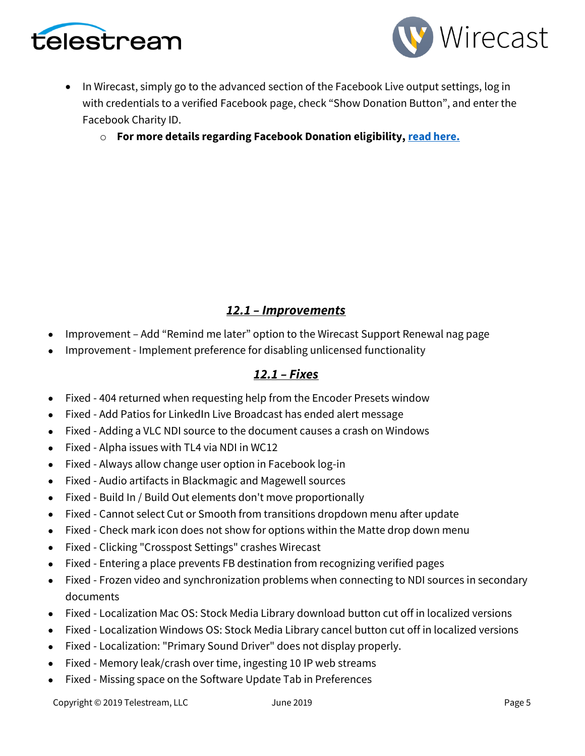- In Wirecast, simply go to the advanced section of the Facebook Live output settings, log in with credentials to a verified Facebook page, check “Show Donation Button”, and enter the Facebook Charity ID.
  - **For more details regarding Facebook Donation eligibility, read here.**

## ***12.1 – Improvements***

- Improvement – Add “Remind me later” option to the Wirecast Support Renewal nag page
- Improvement - Implement preference for disabling unlicensed functionality

## ***12.1 – Fixes***

- Fixed - 404 returned when requesting help from the Encoder Presets window
- Fixed - Add Patios for LinkedIn Live Broadcast has ended alert message
- Fixed - Adding a VLC NDI source to the document causes a crash on Windows
- Fixed - Alpha issues with TL4 via NDI in WC12
- Fixed - Always allow change user option in Facebook log-in
- Fixed - Audio artifacts in Blackmagic and Magewell sources
- Fixed - Build In / Build Out elements don't move proportionally
- Fixed - Cannot select Cut or Smooth from transitions dropdown menu after update
- Fixed - Check mark icon does not show for options within the Matte drop down menu
- Fixed - Clicking "Crosspost Settings" crashes Wirecast
- Fixed - Entering a place prevents FB destination from recognizing verified pages
- Fixed - Frozen video and synchronization problems when connecting to NDI sources in secondary documents
- Fixed - Localization Mac OS: Stock Media Library download button cut off in localized versions
- Fixed - Localization Windows OS: Stock Media Library cancel button cut off in localized versions
- Fixed - Localization: "Primary Sound Driver" does not display properly.
- Fixed - Memory leak/crash over time, ingesting 10 IP web streams
- Fixed - Missing space on the Software Update Tab in Preferences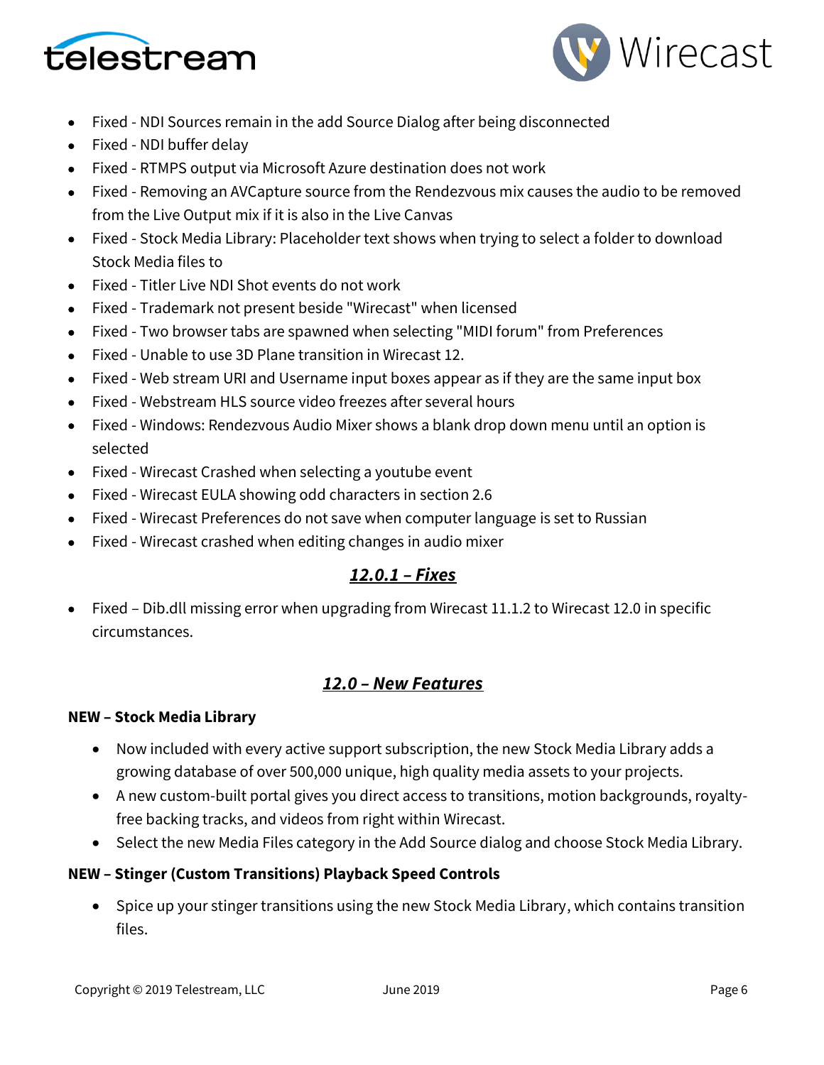- Fixed - NDI Sources remain in the add Source Dialog after being disconnected
- Fixed - NDI buffer delay
- Fixed - RTMPS output via Microsoft Azure destination does not work
- Fixed - Removing an AVCapture source from the Rendezvous mix causes the audio to be removed from the Live Output mix if it is also in the Live Canvas
- Fixed - Stock Media Library: Placeholder text shows when trying to select a folder to download Stock Media files to
- Fixed - Titler Live NDI Shot events do not work
- Fixed - Trademark not present beside "Wirecast" when licensed
- Fixed - Two browser tabs are spawned when selecting "MIDI forum" from Preferences
- Fixed - Unable to use 3D Plane transition in Wirecast 12.
- Fixed - Web stream URI and Username input boxes appear as if they are the same input box
- Fixed - Webstream HLS source video freezes after several hours
- Fixed - Windows: Rendezvous Audio Mixer shows a blank drop down menu until an option is selected
- Fixed - Wirecast Crashed when selecting a youtube event
- Fixed - Wirecast EULA showing odd characters in section 2.6
- Fixed - Wirecast Preferences do not save when computer language is set to Russian
- Fixed - Wirecast crashed when editing changes in audio mixer

## ***12.0.1 – Fixes***

- Fixed – Dib.dll missing error when upgrading from Wirecast 11.1.2 to Wirecast 12.0 in specific circumstances.

## ***12.0 – New Features***

**NEW – Stock Media Library**

- Now included with every active support subscription, the new Stock Media Library adds a growing database of over 500,000 unique, high quality media assets to your projects.
- A new custom-built portal gives you direct access to transitions, motion backgrounds, royalty-free backing tracks, and videos from right within Wirecast.
- Select the new Media Files category in the Add Source dialog and choose Stock Media Library.

**NEW – Stinger (Custom Transitions) Playback Speed Controls**

- Spice up your stinger transitions using the new Stock Media Library, which contains transition files.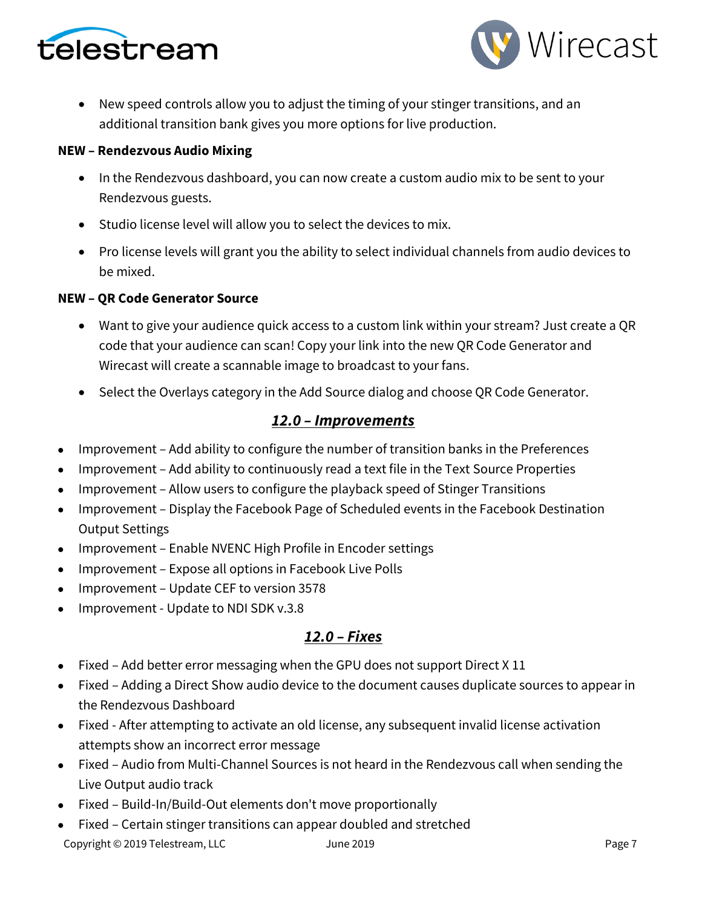- New speed controls allow you to adjust the timing of your stinger transitions, and an additional transition bank gives you more options for live production.

**NEW – Rendezvous Audio Mixing**

- In the Rendezvous dashboard, you can now create a custom audio mix to be sent to your Rendezvous guests.
- Studio license level will allow you to select the devices to mix.
- Pro license levels will grant you the ability to select individual channels from audio devices to be mixed.

**NEW – QR Code Generator Source**

- Want to give your audience quick access to a custom link within your stream? Just create a QR code that your audience can scan! Copy your link into the new QR Code Generator and Wirecast will create a scannable image to broadcast to your fans.
- Select the Overlays category in the Add Source dialog and choose QR Code Generator.

## *12.0 – Improvements*

- Improvement – Add ability to configure the number of transition banks in the Preferences
- Improvement – Add ability to continuously read a text file in the Text Source Properties
- Improvement – Allow users to configure the playback speed of Stinger Transitions
- Improvement – Display the Facebook Page of Scheduled events in the Facebook Destination Output Settings
- Improvement – Enable NVENC High Profile in Encoder settings
- Improvement – Expose all options in Facebook Live Polls
- Improvement – Update CEF to version 3578
- Improvement - Update to NDI SDK v.3.8

## *12.0 – Fixes*

- Fixed – Add better error messaging when the GPU does not support Direct X 11
- Fixed – Adding a Direct Show audio device to the document causes duplicate sources to appear in the Rendezvous Dashboard
- Fixed - After attempting to activate an old license, any subsequent invalid license activation attempts show an incorrect error message
- Fixed – Audio from Multi-Channel Sources is not heard in the Rendezvous call when sending the Live Output audio track
- Fixed – Build-In/Build-Out elements don't move proportionally
- Fixed – Certain stinger transitions can appear doubled and stretched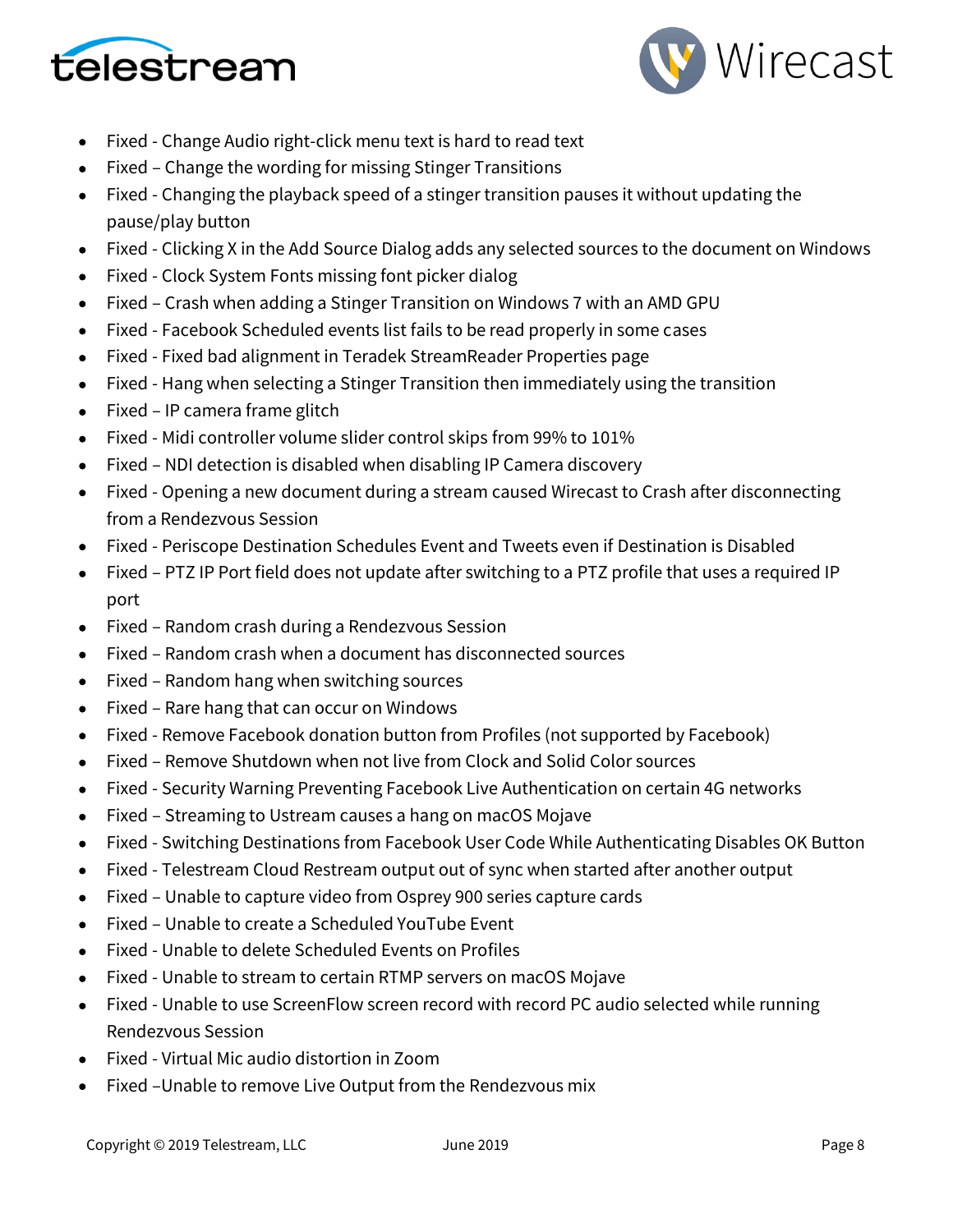- Fixed - Change Audio right-click menu text is hard to read text
- Fixed – Change the wording for missing Stinger Transitions
- Fixed - Changing the playback speed of a stinger transition pauses it without updating the pause/play button
- Fixed - Clicking X in the Add Source Dialog adds any selected sources to the document on Windows
- Fixed - Clock System Fonts missing font picker dialog
- Fixed – Crash when adding a Stinger Transition on Windows 7 with an AMD GPU
- Fixed - Facebook Scheduled events list fails to be read properly in some cases
- Fixed - Fixed bad alignment in Teradek StreamReader Properties page
- Fixed - Hang when selecting a Stinger Transition then immediately using the transition
- Fixed – IP camera frame glitch
- Fixed - Midi controller volume slider control skips from 99% to 101%
- Fixed – NDI detection is disabled when disabling IP Camera discovery
- Fixed - Opening a new document during a stream caused Wirecast to Crash after disconnecting from a Rendezvous Session
- Fixed - Periscope Destination Schedules Event and Tweets even if Destination is Disabled
- Fixed – PTZ IP Port field does not update after switching to a PTZ profile that uses a required IP port
- Fixed – Random crash during a Rendezvous Session
- Fixed – Random crash when a document has disconnected sources
- Fixed – Random hang when switching sources
- Fixed – Rare hang that can occur on Windows
- Fixed - Remove Facebook donation button from Profiles (not supported by Facebook)
- Fixed – Remove Shutdown when not live from Clock and Solid Color sources
- Fixed - Security Warning Preventing Facebook Live Authentication on certain 4G networks
- Fixed – Streaming to Ustream causes a hang on macOS Mojave
- Fixed - Switching Destinations from Facebook User Code While Authenticating Disables OK Button
- Fixed - Telestream Cloud Restream output out of sync when started after another output
- Fixed – Unable to capture video from Osprey 900 series capture cards
- Fixed – Unable to create a Scheduled YouTube Event
- Fixed - Unable to delete Scheduled Events on Profiles
- Fixed - Unable to stream to certain RTMP servers on macOS Mojave
- Fixed - Unable to use ScreenFlow screen record with record PC audio selected while running Rendezvous Session
- Fixed - Virtual Mic audio distortion in Zoom
- Fixed –Unable to remove Live Output from the Rendezvous mix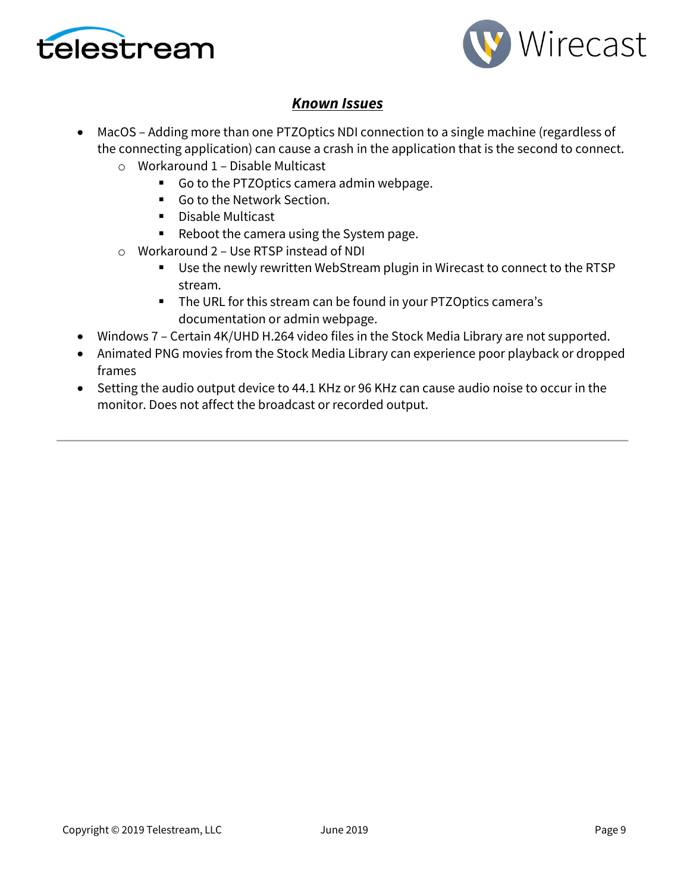## ***Known Issues***

- MacOS – Adding more than one PTZOptics NDI connection to a single machine (regardless of the connecting application) can cause a crash in the application that is the second to connect.
  - Workaround 1 – Disable Multicast
    - Go to the PTZOptics camera admin webpage.
    - Go to the Network Section.
    - Disable Multicast
    - Reboot the camera using the System page.
  - Workaround 2 – Use RTSP instead of NDI
    - Use the newly rewritten WebStream plugin in Wirecast to connect to the RTSP stream.
    - The URL for this stream can be found in your PTZOptics camera's documentation or admin webpage.
- Windows 7 – Certain 4K/UHD H.264 video files in the Stock Media Library are not supported.
- Animated PNG movies from the Stock Media Library can experience poor playback or dropped frames
- Setting the audio output device to 44.1 KHz or 96 KHz can cause audio noise to occur in the monitor. Does not affect the broadcast or recorded output.

---